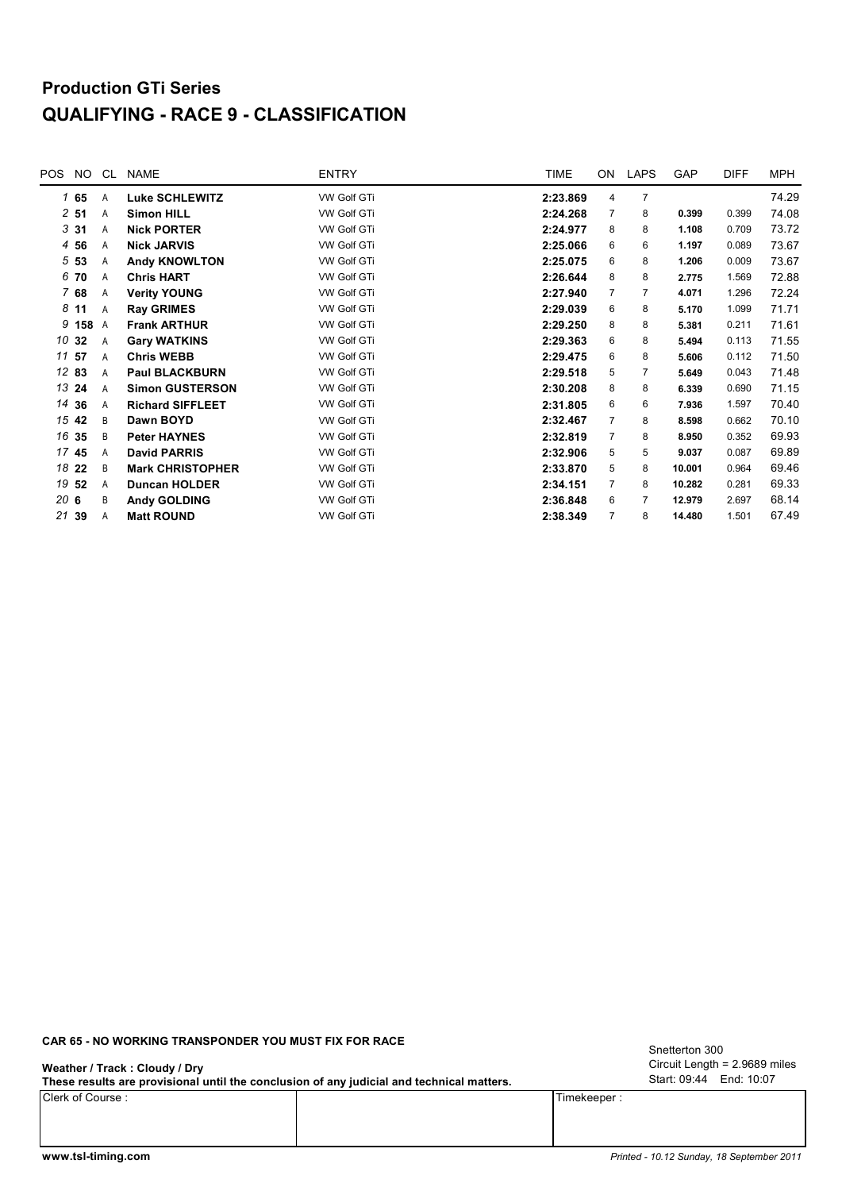# Production GTi Series

# QUALIFYING - RACE 9 - CLASSIFICATION

| POS | NO | CL | NAME | ENTRY | TIME | ON | LAPS | GAP | DIFF | MPH |
|---|---|---|---|---|---|---|---|---|---|---|
| 1 | **65** | A | **Luke SCHLEWITZ** | VW Golf GTi | **2:23.869** | 4 | 7 | | | 74.29 |
| 2 | **51** | A | **Simon HILL** | VW Golf GTi | **2:24.268** | 7 | 8 | **0.399** | 0.399 | 74.08 |
| 3 | **31** | A | **Nick PORTER** | VW Golf GTi | **2:24.977** | 8 | 8 | **1.108** | 0.709 | 73.72 |
| 4 | **56** | A | **Nick JARVIS** | VW Golf GTi | **2:25.066** | 6 | 6 | **1.197** | 0.089 | 73.67 |
| 5 | **53** | A | **Andy KNOWLTON** | VW Golf GTi | **2:25.075** | 6 | 8 | **1.206** | 0.009 | 73.67 |
| 6 | **70** | A | **Chris HART** | VW Golf GTi | **2:26.644** | 8 | 8 | **2.775** | 1.569 | 72.88 |
| 7 | **68** | A | **Verity YOUNG** | VW Golf GTi | **2:27.940** | 7 | 7 | **4.071** | 1.296 | 72.24 |
| 8 | **11** | A | **Ray GRIMES** | VW Golf GTi | **2:29.039** | 6 | 8 | **5.170** | 1.099 | 71.71 |
| 9 | **158** | A | **Frank ARTHUR** | VW Golf GTi | **2:29.250** | 8 | 8 | **5.381** | 0.211 | 71.61 |
| 10 | **32** | A | **Gary WATKINS** | VW Golf GTi | **2:29.363** | 6 | 8 | **5.494** | 0.113 | 71.55 |
| 11 | **57** | A | **Chris WEBB** | VW Golf GTi | **2:29.475** | 6 | 8 | **5.606** | 0.112 | 71.50 |
| 12 | **83** | A | **Paul BLACKBURN** | VW Golf GTi | **2:29.518** | 5 | 7 | **5.649** | 0.043 | 71.48 |
| 13 | **24** | A | **Simon GUSTERSON** | VW Golf GTi | **2:30.208** | 8 | 8 | **6.339** | 0.690 | 71.15 |
| 14 | **36** | A | **Richard SIFFLEET** | VW Golf GTi | **2:31.805** | 6 | 6 | **7.936** | 1.597 | 70.40 |
| 15 | **42** | B | **Dawn BOYD** | VW Golf GTi | **2:32.467** | 7 | 8 | **8.598** | 0.662 | 70.10 |
| 16 | **35** | B | **Peter HAYNES** | VW Golf GTi | **2:32.819** | 7 | 8 | **8.950** | 0.352 | 69.93 |
| 17 | **45** | A | **David PARRIS** | VW Golf GTi | **2:32.906** | 5 | 5 | **9.037** | 0.087 | 69.89 |
| 18 | **22** | B | **Mark CHRISTOPHER** | VW Golf GTi | **2:33.870** | 5 | 8 | **10.001** | 0.964 | 69.46 |
| 19 | **52** | A | **Duncan HOLDER** | VW Golf GTi | **2:34.151** | 7 | 8 | **10.282** | 0.281 | 69.33 |
| 20 | **6** | B | **Andy GOLDING** | VW Golf GTi | **2:36.848** | 6 | 7 | **12.979** | 2.697 | 68.14 |
| 21 | **39** | A | **Matt ROUND** | VW Golf GTi | **2:38.349** | 7 | 8 | **14.480** | 1.501 | 67.49 |

**CAR 65 - NO WORKING TRANSPONDER YOU MUST FIX FOR RACE**

**Weather / Track : Cloudy / Dry**

**These results are provisional until the conclusion of any judicial and technical matters.**

Snetterton 300
Circuit Length = 2.9689 miles
Start: 09:44 End: 10:07

| Clerk of Course : | | Timekeeper : |
|---|---|---|
| | | |

**www.tsl-timing.com**

*Printed - 10.12 Sunday, 18 September 2011*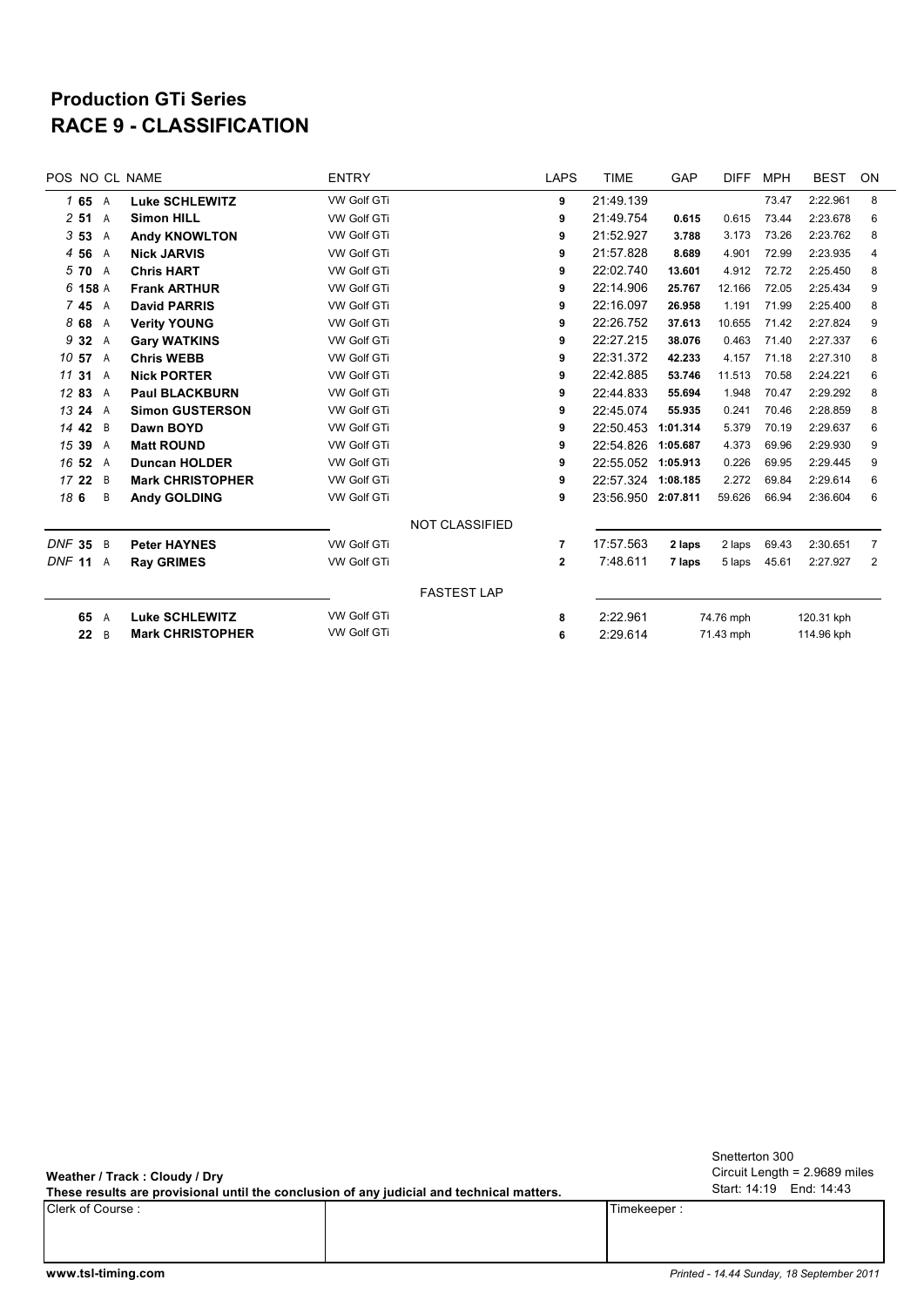# Production GTi Series
## RACE 9 - CLASSIFICATION

| POS | NO | CL | NAME | ENTRY | LAPS | TIME | GAP | DIFF | MPH | BEST | ON |
|---|---|---|---|---|---|---|---|---|---|---|---|
| 1 | 65 | A | **Luke SCHLEWITZ** | VW Golf GTi | 9 | 21:49.139 | | | 73.47 | 2:22.961 | 8 |
| 2 | 51 | A | **Simon HILL** | VW Golf GTi | 9 | 21:49.754 | 0.615 | 0.615 | 73.44 | 2:23.678 | 6 |
| 3 | 53 | A | **Andy KNOWLTON** | VW Golf GTi | 9 | 21:52.927 | 3.788 | 3.173 | 73.26 | 2:23.762 | 8 |
| 4 | 56 | A | **Nick JARVIS** | VW Golf GTi | 9 | 21:57.828 | 8.689 | 4.901 | 72.99 | 2:23.935 | 4 |
| 5 | 70 | A | **Chris HART** | VW Golf GTi | 9 | 22:02.740 | 13.601 | 4.912 | 72.72 | 2:25.450 | 8 |
| 6 | 158 | A | **Frank ARTHUR** | VW Golf GTi | 9 | 22:14.906 | 25.767 | 12.166 | 72.05 | 2:25.434 | 9 |
| 7 | 45 | A | **David PARRIS** | VW Golf GTi | 9 | 22:16.097 | 26.958 | 1.191 | 71.99 | 2:25.400 | 8 |
| 8 | 68 | A | **Verity YOUNG** | VW Golf GTi | 9 | 22:26.752 | 37.613 | 10.655 | 71.42 | 2:27.824 | 9 |
| 9 | 32 | A | **Gary WATKINS** | VW Golf GTi | 9 | 22:27.215 | 38.076 | 0.463 | 71.40 | 2:27.337 | 6 |
| 10 | 57 | A | **Chris WEBB** | VW Golf GTi | 9 | 22:31.372 | 42.233 | 4.157 | 71.18 | 2:27.310 | 8 |
| 11 | 31 | A | **Nick PORTER** | VW Golf GTi | 9 | 22:42.885 | 53.746 | 11.513 | 70.58 | 2:24.221 | 6 |
| 12 | 83 | A | **Paul BLACKBURN** | VW Golf GTi | 9 | 22:44.833 | 55.694 | 1.948 | 70.47 | 2:29.292 | 8 |
| 13 | 24 | A | **Simon GUSTERSON** | VW Golf GTi | 9 | 22:45.074 | 55.935 | 0.241 | 70.46 | 2:28.859 | 8 |
| 14 | 42 | B | **Dawn BOYD** | VW Golf GTi | 9 | 22:50.453 | 1:01.314 | 5.379 | 70.19 | 2:29.637 | 6 |
| 15 | 39 | A | **Matt ROUND** | VW Golf GTi | 9 | 22:54.826 | 1:05.687 | 4.373 | 69.96 | 2:29.930 | 9 |
| 16 | 52 | A | **Duncan HOLDER** | VW Golf GTi | 9 | 22:55.052 | 1:05.913 | 0.226 | 69.95 | 2:29.445 | 9 |
| 17 | 22 | B | **Mark CHRISTOPHER** | VW Golf GTi | 9 | 22:57.324 | 1:08.185 | 2.272 | 69.84 | 2:29.614 | 6 |
| 18 | 6 | B | **Andy GOLDING** | VW Golf GTi | 9 | 23:56.950 | 2:07.811 | 59.626 | 66.94 | 2:36.604 | 6 |
| | | | | NOT CLASSIFIED | | | | | | | |
| DNF | 35 | B | **Peter HAYNES** | VW Golf GTi | 7 | 17:57.563 | 2 laps | 2 laps | 69.43 | 2:30.651 | 7 |
| DNF | 11 | A | **Ray GRIMES** | VW Golf GTi | 2 | 7:48.611 | 7 laps | 5 laps | 45.61 | 2:27.927 | 2 |

### FASTEST LAP

| NO | CL | NAME | ENTRY | LAP | TIME | MPH | KPH |
|---|---|---|---|---|---|---|---|
| 65 | A | **Luke SCHLEWITZ** | VW Golf GTi | 8 | 2:22.961 | 74.76 mph | 120.31 kph |
| 22 | B | **Mark CHRISTOPHER** | VW Golf GTi | 6 | 2:29.614 | 71.43 mph | 114.96 kph |

**Weather / Track : Cloudy / Dry**

**These results are provisional until the conclusion of any judicial and technical matters.**

Snetterton 300
Circuit Length = 2.9689 miles
Start: 14:19 End: 14:43

| Clerk of Course : | | Timekeeper : |
|---|---|---|
| | | |

www.tsl-timing.com

*Printed - 14.44 Sunday, 18 September 2011*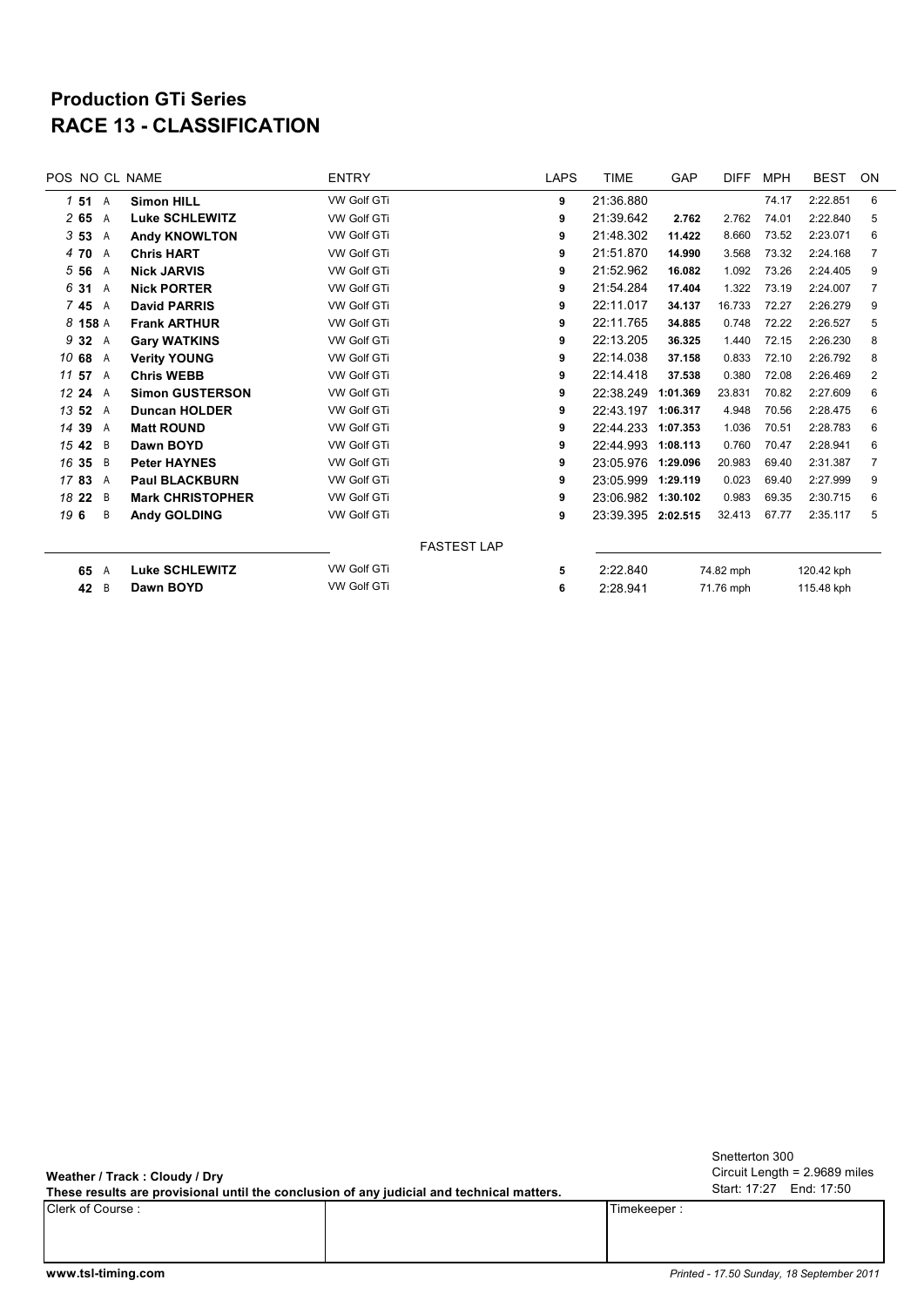# Production GTi Series

## RACE 13 - CLASSIFICATION

| POS | NO | CL | NAME | ENTRY | LAPS | TIME | GAP | DIFF | MPH | BEST | ON |
|---|---|---|---|---|---|---|---|---|---|---|---|
| 1 | **51** | A | **Simon HILL** | VW Golf GTi | **9** | 21:36.880 | | | 74.17 | 2:22.851 | 6 |
| 2 | **65** | A | **Luke SCHLEWITZ** | VW Golf GTi | **9** | 21:39.642 | **2.762** | 2.762 | 74.01 | 2:22.840 | 5 |
| 3 | **53** | A | **Andy KNOWLTON** | VW Golf GTi | **9** | 21:48.302 | **11.422** | 8.660 | 73.52 | 2:23.071 | 6 |
| 4 | **70** | A | **Chris HART** | VW Golf GTi | **9** | 21:51.870 | **14.990** | 3.568 | 73.32 | 2:24.168 | 7 |
| 5 | **56** | A | **Nick JARVIS** | VW Golf GTi | **9** | 21:52.962 | **16.082** | 1.092 | 73.26 | 2:24.405 | 9 |
| 6 | **31** | A | **Nick PORTER** | VW Golf GTi | **9** | 21:54.284 | **17.404** | 1.322 | 73.19 | 2:24.007 | 7 |
| 7 | **45** | A | **David PARRIS** | VW Golf GTi | **9** | 22:11.017 | **34.137** | 16.733 | 72.27 | 2:26.279 | 9 |
| 8 | **158** | A | **Frank ARTHUR** | VW Golf GTi | **9** | 22:11.765 | **34.885** | 0.748 | 72.22 | 2:26.527 | 5 |
| 9 | **32** | A | **Gary WATKINS** | VW Golf GTi | **9** | 22:13.205 | **36.325** | 1.440 | 72.15 | 2:26.230 | 8 |
| 10 | **68** | A | **Verity YOUNG** | VW Golf GTi | **9** | 22:14.038 | **37.158** | 0.833 | 72.10 | 2:26.792 | 8 |
| 11 | **57** | A | **Chris WEBB** | VW Golf GTi | **9** | 22:14.418 | **37.538** | 0.380 | 72.08 | 2:26.469 | 2 |
| 12 | **24** | A | **Simon GUSTERSON** | VW Golf GTi | **9** | 22:38.249 | **1:01.369** | 23.831 | 70.82 | 2:27.609 | 6 |
| 13 | **52** | A | **Duncan HOLDER** | VW Golf GTi | **9** | 22:43.197 | **1:06.317** | 4.948 | 70.56 | 2:28.475 | 6 |
| 14 | **39** | A | **Matt ROUND** | VW Golf GTi | **9** | 22:44.233 | **1:07.353** | 1.036 | 70.51 | 2:28.783 | 6 |
| 15 | **42** | B | **Dawn BOYD** | VW Golf GTi | **9** | 22:44.993 | **1:08.113** | 0.760 | 70.47 | 2:28.941 | 6 |
| 16 | **35** | B | **Peter HAYNES** | VW Golf GTi | **9** | 23:05.976 | **1:29.096** | 20.983 | 69.40 | 2:31.387 | 7 |
| 17 | **83** | A | **Paul BLACKBURN** | VW Golf GTi | **9** | 23:05.999 | **1:29.119** | 0.023 | 69.40 | 2:27.999 | 9 |
| 18 | **22** | B | **Mark CHRISTOPHER** | VW Golf GTi | **9** | 23:06.982 | **1:30.102** | 0.983 | 69.35 | 2:30.715 | 6 |
| 19 | **6** | B | **Andy GOLDING** | VW Golf GTi | **9** | 23:39.395 | **2:02.515** | 32.413 | 67.77 | 2:35.117 | 5 |

FASTEST LAP

| NO | CL | NAME | ENTRY | LAP | TIME | MPH | KPH |
|---|---|---|---|---|---|---|---|
| **65** | A | **Luke SCHLEWITZ** | VW Golf GTi | **5** | 2:22.840 | 74.82 mph | 120.42 kph |
| **42** | B | **Dawn BOYD** | VW Golf GTi | **6** | 2:28.941 | 71.76 mph | 115.48 kph |

**Weather / Track : Cloudy / Dry**

**These results are provisional until the conclusion of any judicial and technical matters.**

Snetterton 300
Circuit Length = 2.9689 miles
Start: 17:27 End: 17:50

| Clerk of Course : | | Timekeeper : |
|---|---|---|

**www.tsl-timing.com**

*Printed - 17.50 Sunday, 18 September 2011*